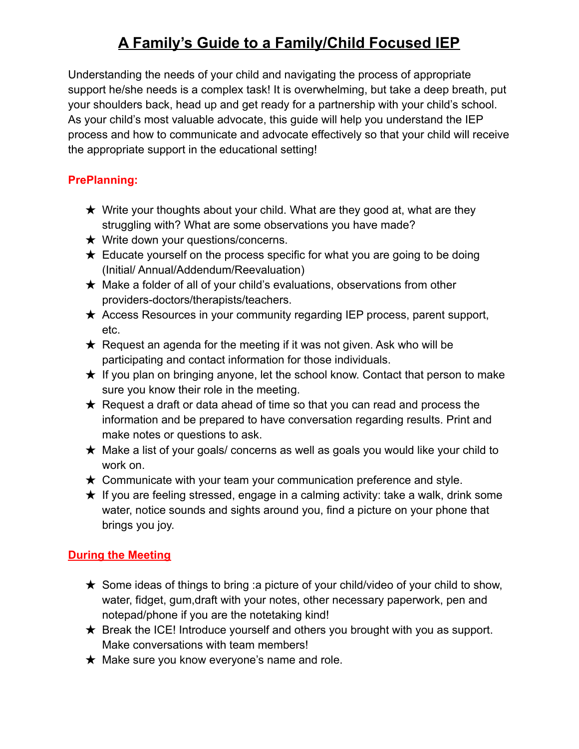# A Family's Guide to a Family/Child Focused IEP

Understanding the needs of your child and navigating the process of appropriate support he/she needs is a complex task! It is overwhelming, but take a deep breath, put your shoulders back, head up and get ready for a partnership with your child's school. As your child's most valuable advocate, this guide will help you understand the IEP process and how to communicate and advocate effectively so that your child will receive the appropriate support in the educational setting!

## PrePlanning:

- ★ Write your thoughts about your child. What are they good at, what are they struggling with? What are some observations you have made?
- ★ Write down your questions/concerns.
- ★ Educate yourself on the process specific for what you are going to be doing (Initial/ Annual/Addendum/Reevaluation)
- ★ Make a folder of all of your child's evaluations, observations from other providers-doctors/therapists/teachers.
- ★ Access Resources in your community regarding IEP process, parent support, etc.
- ★ Request an agenda for the meeting if it was not given. Ask who will be participating and contact information for those individuals.
- ★ If you plan on bringing anyone, let the school know. Contact that person to make sure you know their role in the meeting.
- ★ Request a draft or data ahead of time so that you can read and process the information and be prepared to have conversation regarding results. Print and make notes or questions to ask.
- ★ Make a list of your goals/ concerns as well as goals you would like your child to work on.
- ★ Communicate with your team your communication preference and style.
- ★ If you are feeling stressed, engage in a calming activity: take a walk, drink some water, notice sounds and sights around you, find a picture on your phone that brings you joy.

## During the Meeting

- ★ Some ideas of things to bring :a picture of your child/video of your child to show, water, fidget, gum,draft with your notes, other necessary paperwork, pen and notepad/phone if you are the notetaking kind!
- ★ Break the ICE! Introduce yourself and others you brought with you as support. Make conversations with team members!
- ★ Make sure you know everyone's name and role.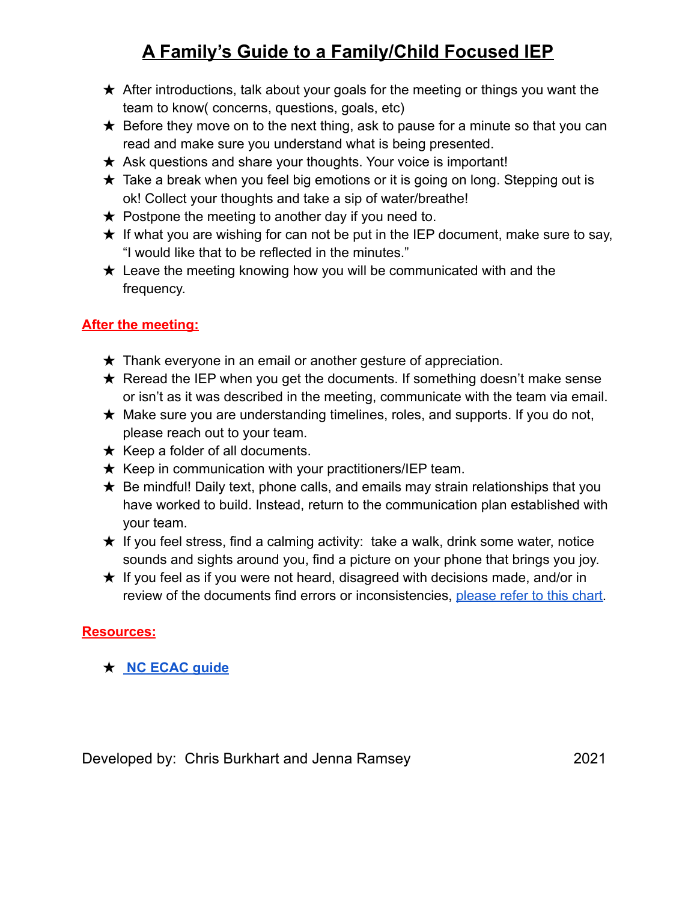# A Family's Guide to a Family/Child Focused IEP

- After introductions, talk about your goals for the meeting or things you want the team to know( concerns, questions, goals, etc)
- Before they move on to the next thing, ask to pause for a minute so that you can read and make sure you understand what is being presented.
- Ask questions and share your thoughts. Your voice is important!
- Take a break when you feel big emotions or it is going on long. Stepping out is ok! Collect your thoughts and take a sip of water/breathe!
- Postpone the meeting to another day if you need to.
- If what you are wishing for can not be put in the IEP document, make sure to say, "I would like that to be reflected in the minutes."
- Leave the meeting knowing how you will be communicated with and the frequency.

## After the meeting:

- Thank everyone in an email or another gesture of appreciation.
- Reread the IEP when you get the documents. If something doesn't make sense or isn't as it was described in the meeting, communicate with the team via email.
- Make sure you are understanding timelines, roles, and supports. If you do not, please reach out to your team.
- Keep a folder of all documents.
- Keep in communication with your practitioners/IEP team.
- Be mindful! Daily text, phone calls, and emails may strain relationships that you have worked to build. Instead, return to the communication plan established with your team.
- If you feel stress, find a calming activity: take a walk, drink some water, notice sounds and sights around you, find a picture on your phone that brings you joy.
- If you feel as if you were not heard, disagreed with decisions made, and/or in review of the documents find errors or inconsistencies, please refer to this chart.

## Resources:

- **NC ECAC guide**

Developed by: Chris Burkhart and Jenna Ramsey 2021